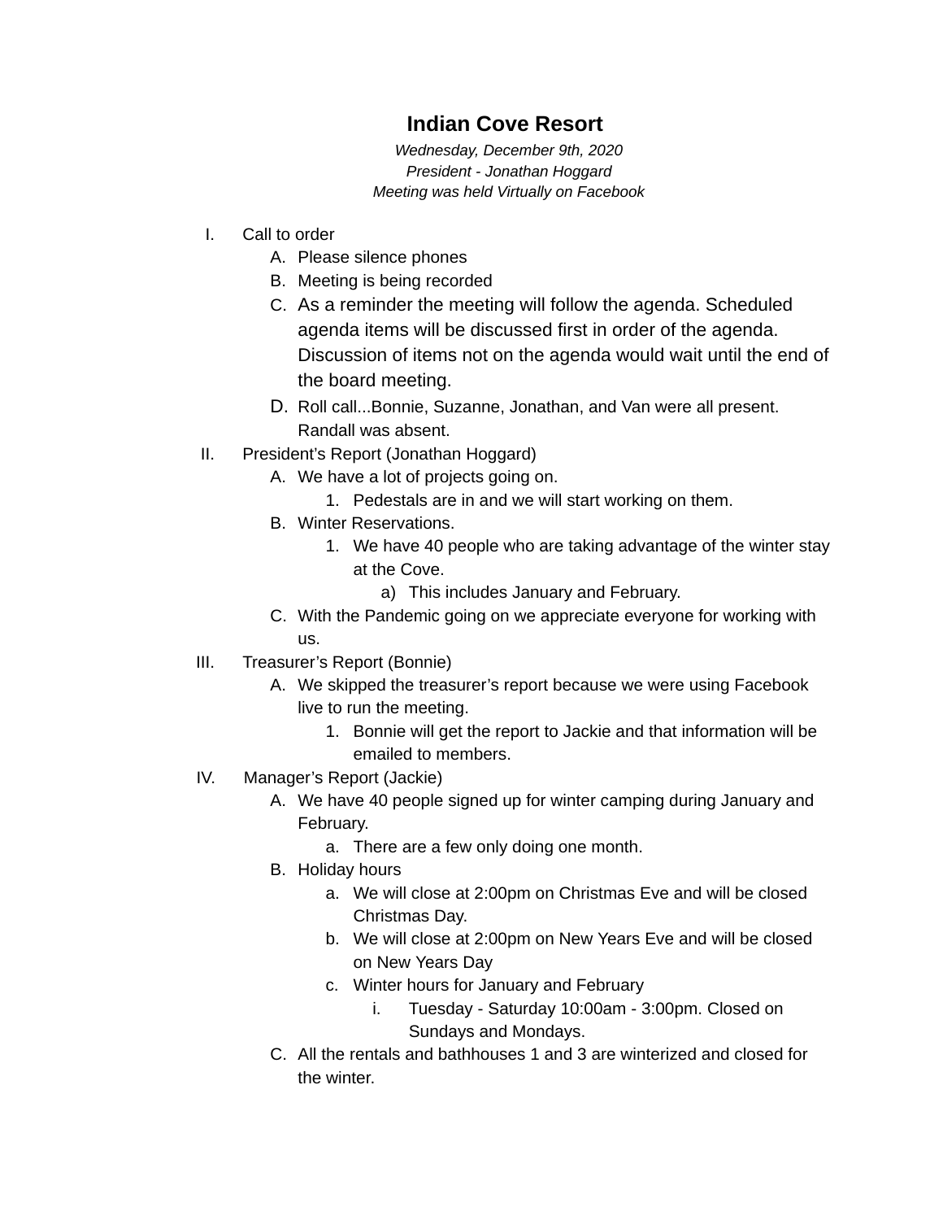# Indian Cove Resort

*Wednesday, December 9th, 2020*
*President - Jonathan Hoggard*
*Meeting was held Virtually on Facebook*

I. Call to order
    A. Please silence phones
    B. Meeting is being recorded
    C. As a reminder the meeting will follow the agenda. Scheduled agenda items will be discussed first in order of the agenda. Discussion of items not on the agenda would wait until the end of the board meeting.
    D. Roll call...Bonnie, Suzanne, Jonathan, and Van were all present. Randall was absent.

II. President's Report (Jonathan Hoggard)
    A. We have a lot of projects going on.
        1. Pedestals are in and we will start working on them.
    B. Winter Reservations.
        1. We have 40 people who are taking advantage of the winter stay at the Cove.
            a) This includes January and February.
    C. With the Pandemic going on we appreciate everyone for working with us.

III. Treasurer's Report (Bonnie)
    A. We skipped the treasurer's report because we were using Facebook live to run the meeting.
        1. Bonnie will get the report to Jackie and that information will be emailed to members.

IV. Manager's Report (Jackie)
    A. We have 40 people signed up for winter camping during January and February.
        a. There are a few only doing one month.
    B. Holiday hours
        a. We will close at 2:00pm on Christmas Eve and will be closed Christmas Day.
        b. We will close at 2:00pm on New Years Eve and will be closed on New Years Day
        c. Winter hours for January and February
            i. Tuesday - Saturday 10:00am - 3:00pm. Closed on Sundays and Mondays.
    C. All the rentals and bathhouses 1 and 3 are winterized and closed for the winter.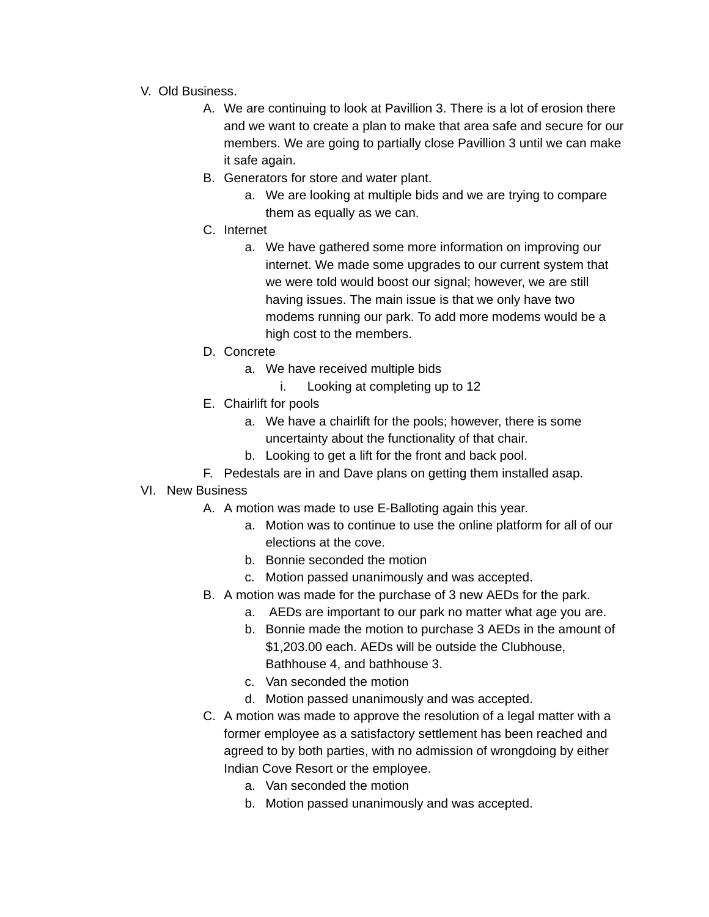V. Old Business.

A. We are continuing to look at Pavillion 3. There is a lot of erosion there and we want to create a plan to make that area safe and secure for our members. We are going to partially close Pavillion 3 until we can make it safe again.

B. Generators for store and water plant.

   a. We are looking at multiple bids and we are trying to compare them as equally as we can.

C. Internet

   a. We have gathered some more information on improving our internet. We made some upgrades to our current system that we were told would boost our signal; however, we are still having issues. The main issue is that we only have two modems running our park. To add more modems would be a high cost to the members.

D. Concrete

   a. We have received multiple bids

      i. Looking at completing up to 12

E. Chairlift for pools

   a. We have a chairlift for the pools; however, there is some uncertainty about the functionality of that chair.

   b. Looking to get a lift for the front and back pool.

F. Pedestals are in and Dave plans on getting them installed asap.

VI. New Business

A. A motion was made to use E-Balloting again this year.

   a. Motion was to continue to use the online platform for all of our elections at the cove.

   b. Bonnie seconded the motion

   c. Motion passed unanimously and was accepted.

B. A motion was made for the purchase of 3 new AEDs for the park.

   a. AEDs are important to our park no matter what age you are.

   b. Bonnie made the motion to purchase 3 AEDs in the amount of $1,203.00 each. AEDs will be outside the Clubhouse, Bathhouse 4, and bathhouse 3.

   c. Van seconded the motion

   d. Motion passed unanimously and was accepted.

C. A motion was made to approve the resolution of a legal matter with a former employee as a satisfactory settlement has been reached and agreed to by both parties, with no admission of wrongdoing by either Indian Cove Resort or the employee.

   a. Van seconded the motion

   b. Motion passed unanimously and was accepted.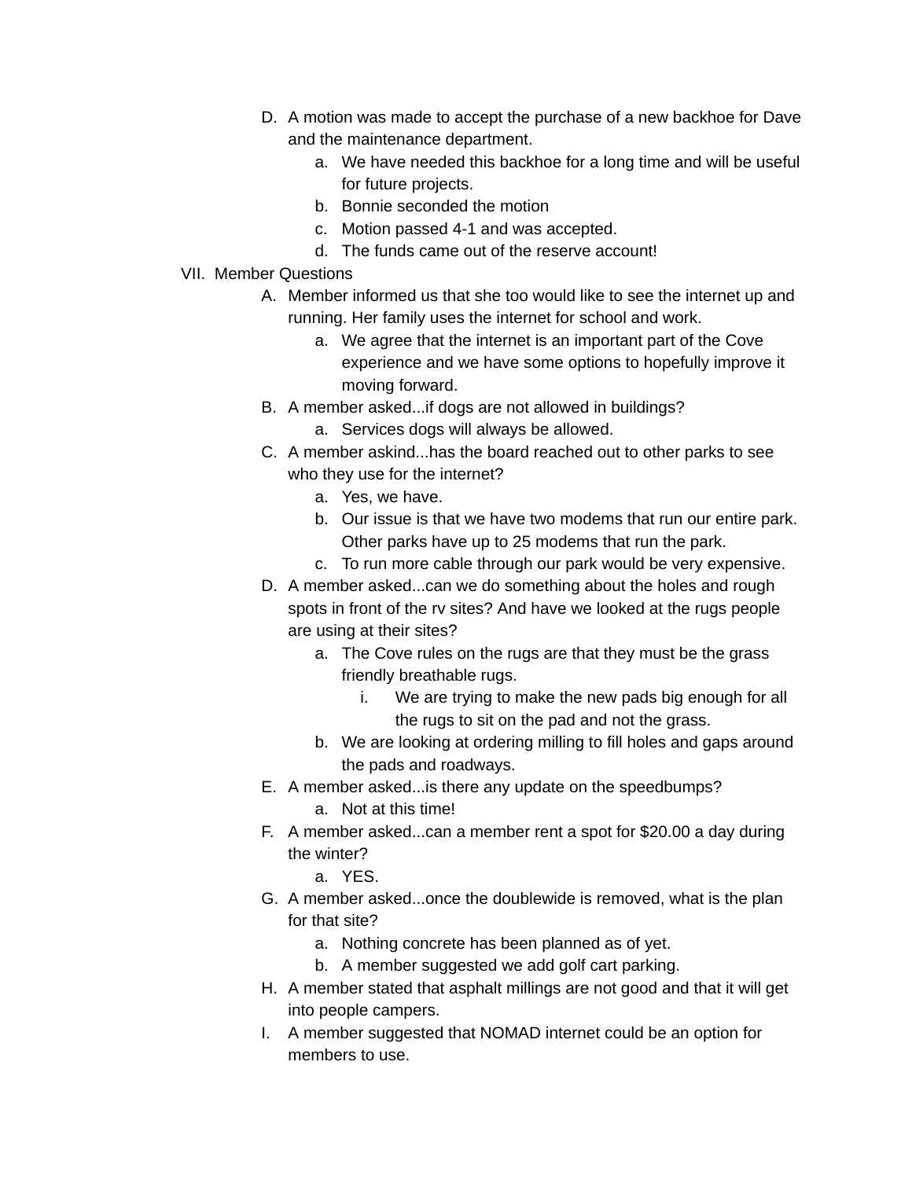D. A motion was made to accept the purchase of a new backhoe for Dave and the maintenance department.
    a. We have needed this backhoe for a long time and will be useful for future projects.
    b. Bonnie seconded the motion
    c. Motion passed 4-1 and was accepted.
    d. The funds came out of the reserve account!

VII. Member Questions

A. Member informed us that she too would like to see the internet up and running. Her family uses the internet for school and work.
    a. We agree that the internet is an important part of the Cove experience and we have some options to hopefully improve it moving forward.

B. A member asked...if dogs are not allowed in buildings?
    a. Services dogs will always be allowed.

C. A member askind...has the board reached out to other parks to see who they use for the internet?
    a. Yes, we have.
    b. Our issue is that we have two modems that run our entire park. Other parks have up to 25 modems that run the park.
    c. To run more cable through our park would be very expensive.

D. A member asked...can we do something about the holes and rough spots in front of the rv sites? And have we looked at the rugs people are using at their sites?
    a. The Cove rules on the rugs are that they must be the grass friendly breathable rugs.
        i. We are trying to make the new pads big enough for all the rugs to sit on the pad and not the grass.
    b. We are looking at ordering milling to fill holes and gaps around the pads and roadways.

E. A member asked...is there any update on the speedbumps?
    a. Not at this time!

F. A member asked...can a member rent a spot for $20.00 a day during the winter?
    a. YES.

G. A member asked...once the doublewide is removed, what is the plan for that site?
    a. Nothing concrete has been planned as of yet.
    b. A member suggested we add golf cart parking.

H. A member stated that asphalt millings are not good and that it will get into people campers.

I. A member suggested that NOMAD internet could be an option for members to use.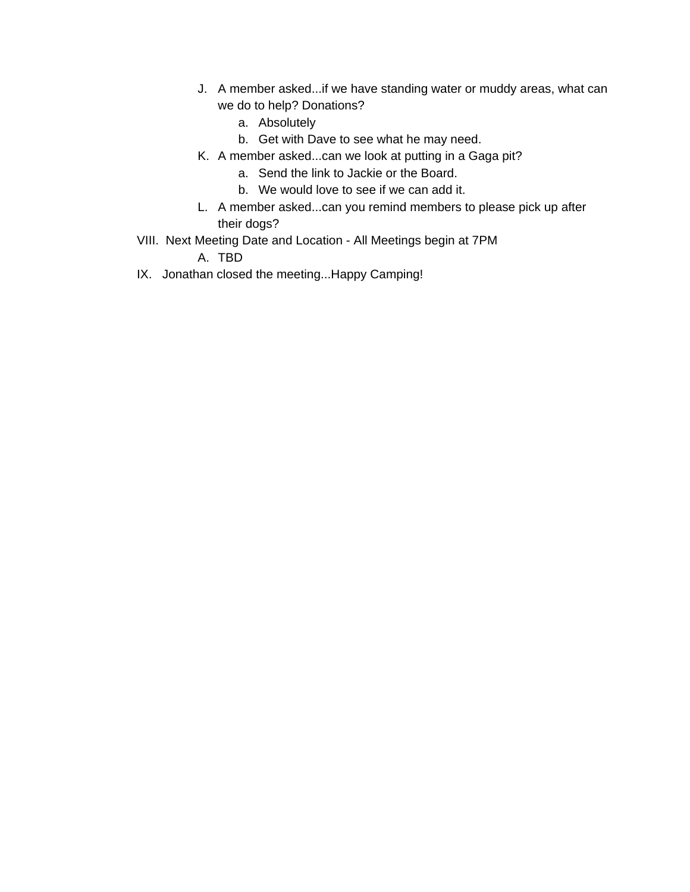J. A member asked...if we have standing water or muddy areas, what can we do to help? Donations?
    a. Absolutely
    b. Get with Dave to see what he may need.

K. A member asked...can we look at putting in a Gaga pit?
    a. Send the link to Jackie or the Board.
    b. We would love to see if we can add it.

L. A member asked...can you remind members to please pick up after their dogs?

VIII. Next Meeting Date and Location - All Meetings begin at 7PM

A. TBD

IX. Jonathan closed the meeting...Happy Camping!